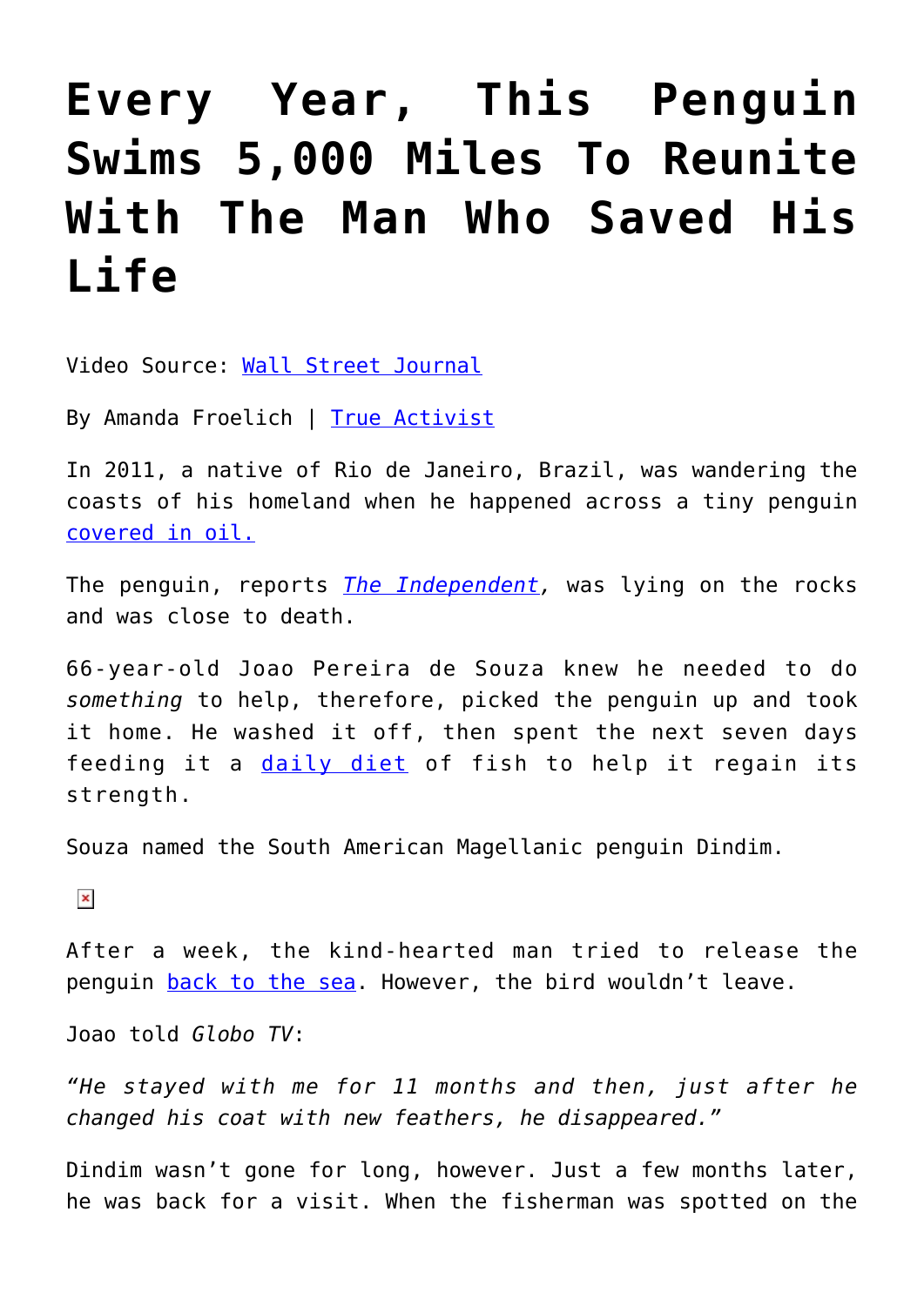# Every Year, This Penguin Swims 5,000 Miles To Reunite With The Man Who Saved His Life

Video Source: Wall Street Journal

By Amanda Froelich | True Activist

In 2011, a native of Rio de Janeiro, Brazil, was wandering the coasts of his homeland when he happened across a tiny penguin covered in oil.

The penguin, reports *The Independent*, was lying on the rocks and was close to death.

66-year-old Joao Pereira de Souza knew he needed to do *something* to help, therefore, picked the penguin up and took it home. He washed it off, then spent the next seven days feeding it a daily diet of fish to help it regain its strength.

Souza named the South American Magellanic penguin Dindim.

After a week, the kind-hearted man tried to release the penguin back to the sea. However, the bird wouldn't leave.

Joao told *Globo TV*:

*"He stayed with me for 11 months and then, just after he changed his coat with new feathers, he disappeared."*

Dindim wasn't gone for long, however. Just a few months later, he was back for a visit. When the fisherman was spotted on the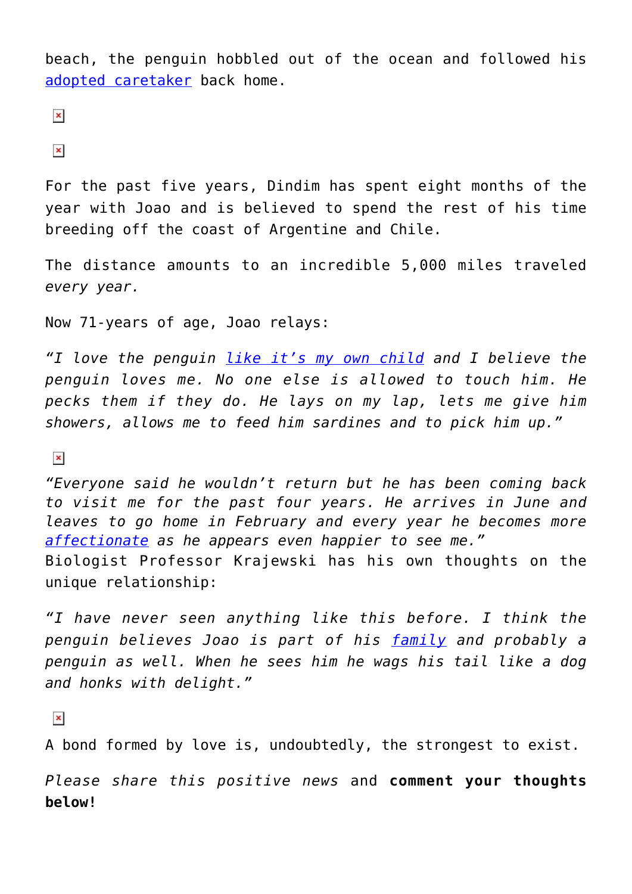beach, the penguin hobbled out of the ocean and followed his adopted caretaker back home.

For the past five years, Dindim has spent eight months of the year with Joao and is believed to spend the rest of his time breeding off the coast of Argentine and Chile.

The distance amounts to an incredible 5,000 miles traveled *every year.*

Now 71-years of age, Joao relays:

*"I love the penguin like it's my own child and I believe the penguin loves me. No one else is allowed to touch him. He pecks them if they do. He lays on my lap, lets me give him showers, allows me to feed him sardines and to pick him up."*

*"Everyone said he wouldn't return but he has been coming back to visit me for the past four years. He arrives in June and leaves to go home in February and every year he becomes more affectionate as he appears even happier to see me."*

Biologist Professor Krajewski has his own thoughts on the unique relationship:

*"I have never seen anything like this before. I think the penguin believes Joao is part of his family and probably a penguin as well. When he sees him he wags his tail like a dog and honks with delight."*

A bond formed by love is, undoubtedly, the strongest to exist.

*Please share this positive news* and **comment your thoughts below!**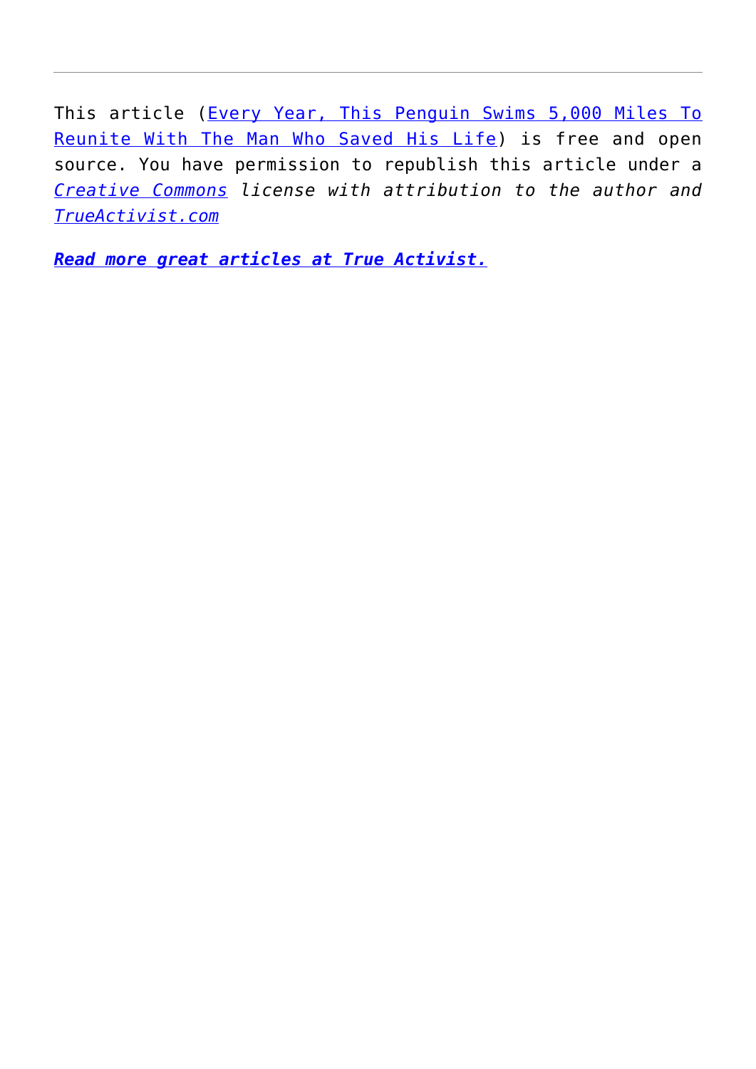---

This article (Every Year, This Penguin Swims 5,000 Miles To Reunite With The Man Who Saved His Life) is free and open source. You have permission to republish this article under a *Creative Commons license with attribution to the author and TrueActivist.com*

***Read more great articles at True Activist.***